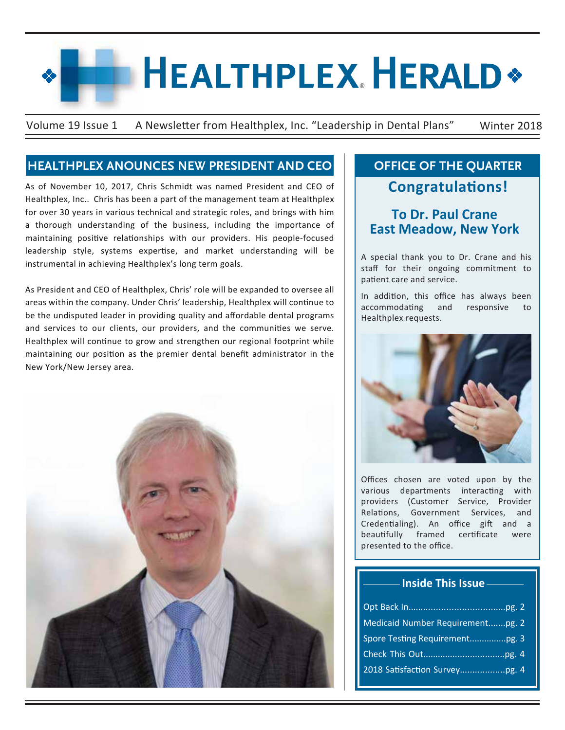# Healthplex® Herald

Volume 19 Issue 1 A Newsletter from Healthplex, Inc. "Leadership in Dental Plans" Winter 2018

## HEALTHPLEX ANOUNCES NEW PRESIDENT AND CEO

As of November 10, 2017, Chris Schmidt was named President and CEO of Healthplex, Inc.. Chris has been a part of the management team at Healthplex for over 30 years in various technical and strategic roles, and brings with him a thorough understanding of the business, including the importance of maintaining positive relationships with our providers. His people-focused leadership style, systems expertise, and market understanding will be instrumental in achieving Healthplex's long term goals.

As President and CEO of Healthplex, Chris' role will be expanded to oversee all areas within the company. Under Chris' leadership, Healthplex will continue to be the undisputed leader in providing quality and affordable dental programs and services to our clients, our providers, and the communities we serve. Healthplex will continue to grow and strengthen our regional footprint while maintaining our position as the premier dental benefit administrator in the New York/New Jersey area.

## OFFICE OF THE QUARTER

### Congratulations!

### To Dr. Paul Crane
### East Meadow, New York

A special thank you to Dr. Crane and his staff for their ongoing commitment to patient care and service.

In addition, this office has always been accommodating and responsive to Healthplex requests.

Offices chosen are voted upon by the various departments interacting with providers (Customer Service, Provider Relations, Government Services, and Credentialing). An office gift and a beautifully framed certificate were presented to the office.

### Inside This Issue

- Opt Back In......................................pg. 2
- Medicaid Number Requirement.......pg. 2
- Spore Testing Requirement...............pg. 3
- Check This Out.................................pg. 4
- 2018 Satisfaction Survey..................pg. 4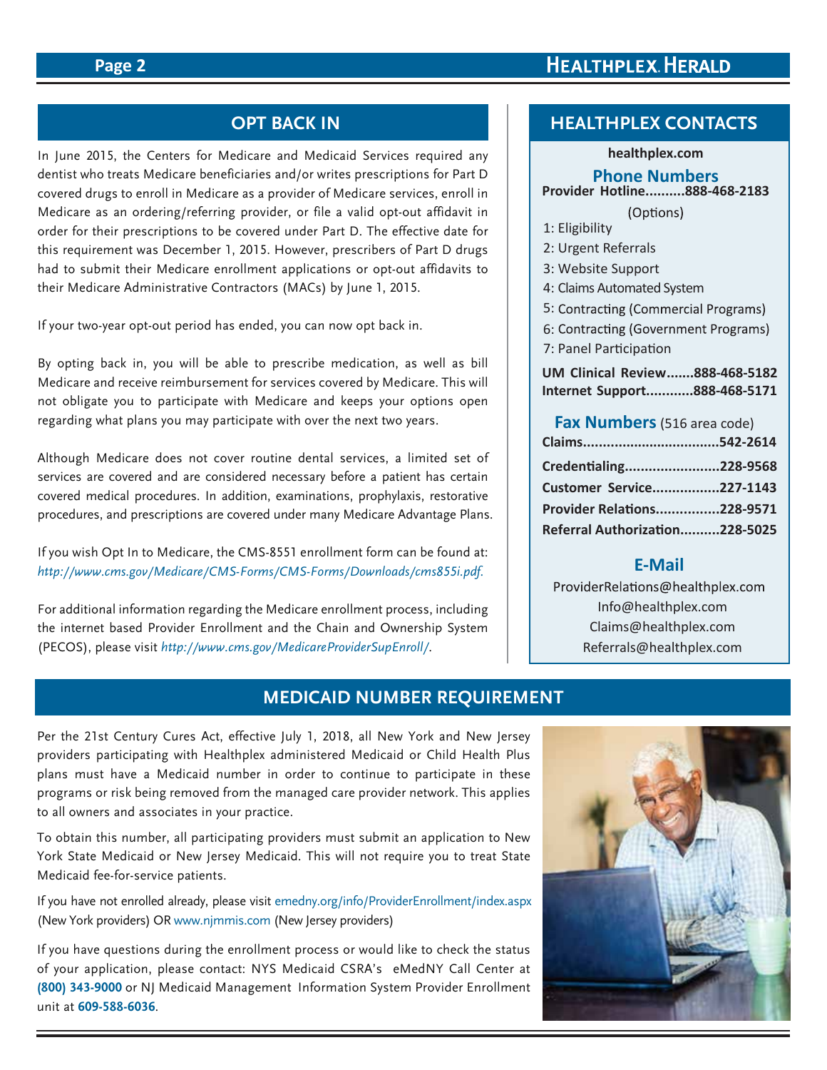## OPT BACK IN

In June 2015, the Centers for Medicare and Medicaid Services required any dentist who treats Medicare beneficiaries and/or writes prescriptions for Part D covered drugs to enroll in Medicare as a provider of Medicare services, enroll in Medicare as an ordering/referring provider, or file a valid opt-out affidavit in order for their prescriptions to be covered under Part D. The effective date for this requirement was December 1, 2015. However, prescribers of Part D drugs had to submit their Medicare enrollment applications or opt-out affidavits to their Medicare Administrative Contractors (MACs) by June 1, 2015.

If your two-year opt-out period has ended, you can now opt back in.

By opting back in, you will be able to prescribe medication, as well as bill Medicare and receive reimbursement for services covered by Medicare. This will not obligate you to participate with Medicare and keeps your options open regarding what plans you may participate with over the next two years.

Although Medicare does not cover routine dental services, a limited set of services are covered and are considered necessary before a patient has certain covered medical procedures. In addition, examinations, prophylaxis, restorative procedures, and prescriptions are covered under many Medicare Advantage Plans.

If you wish Opt In to Medicare, the CMS-8551 enrollment form can be found at: *http://www.cms.gov/Medicare/CMS-Forms/CMS-Forms/Downloads/cms855i.pdf.*

For additional information regarding the Medicare enrollment process, including the internet based Provider Enrollment and the Chain and Ownership System (PECOS), please visit *http://www.cms.gov/MedicareProviderSupEnroll/*.

## HEALTHPLEX CONTACTS

**healthplex.com**

### Phone Numbers

**Provider Hotline..........888-468-2183**

(Options)

1: Eligibility
2: Urgent Referrals
3: Website Support
4: Claims Automated System
5: Contracting (Commercial Programs)
6: Contracting (Government Programs)
7: Panel Participation

**UM Clinical Review.......888-468-5182**
**Internet Support............888-468-5171**

### Fax Numbers (516 area code)

**Claims..................................542-2614**
**Credentialing........................228-9568**
**Customer Service.................227-1143**
**Provider Relations................228-9571**
**Referral Authorization..........228-5025**

### E-Mail

ProviderRelations@healthplex.com
Info@healthplex.com
Claims@healthplex.com
Referrals@healthplex.com

## MEDICAID NUMBER REQUIREMENT

Per the 21st Century Cures Act, effective July 1, 2018, all New York and New Jersey providers participating with Healthplex administered Medicaid or Child Health Plus plans must have a Medicaid number in order to continue to participate in these programs or risk being removed from the managed care provider network. This applies to all owners and associates in your practice.

To obtain this number, all participating providers must submit an application to New York State Medicaid or New Jersey Medicaid. This will not require you to treat State Medicaid fee-for-service patients.

If you have not enrolled already, please visit emedny.org/info/ProviderEnrollment/index.aspx (New York providers) OR www.njmmis.com (New Jersey providers)

If you have questions during the enrollment process or would like to check the status of your application, please contact: NYS Medicaid CSRA's eMedNY Call Center at **(800) 343-9000** or NJ Medicaid Management Information System Provider Enrollment unit at **609-588-6036**.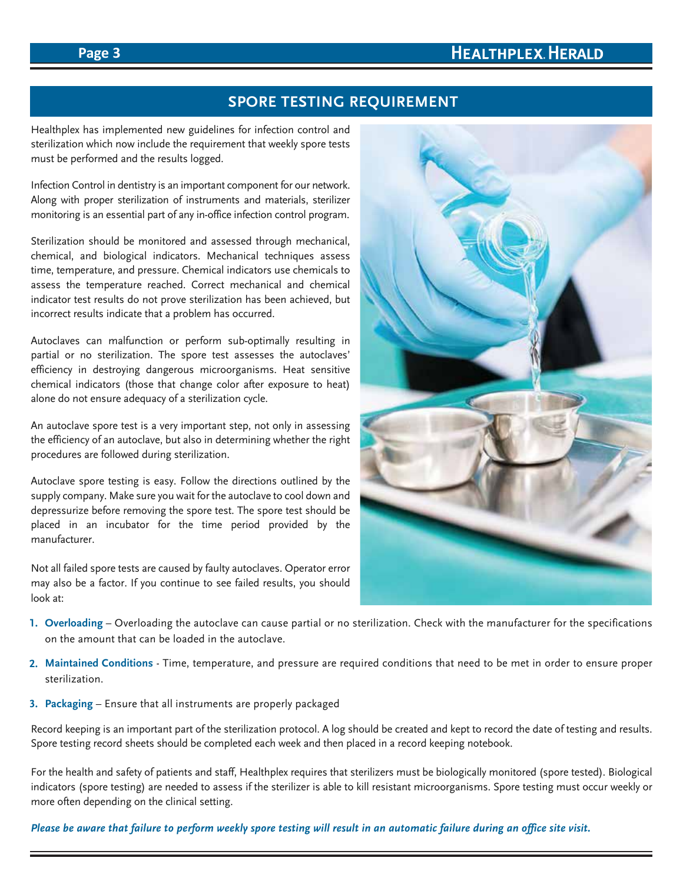## SPORE TESTING REQUIREMENT

Healthplex has implemented new guidelines for infection control and sterilization which now include the requirement that weekly spore tests must be performed and the results logged.

Infection Control in dentistry is an important component for our network. Along with proper sterilization of instruments and materials, sterilizer monitoring is an essential part of any in-office infection control program.

Sterilization should be monitored and assessed through mechanical, chemical, and biological indicators. Mechanical techniques assess time, temperature, and pressure. Chemical indicators use chemicals to assess the temperature reached. Correct mechanical and chemical indicator test results do not prove sterilization has been achieved, but incorrect results indicate that a problem has occurred.

Autoclaves can malfunction or perform sub-optimally resulting in partial or no sterilization. The spore test assesses the autoclaves' efficiency in destroying dangerous microorganisms. Heat sensitive chemical indicators (those that change color after exposure to heat) alone do not ensure adequacy of a sterilization cycle.

An autoclave spore test is a very important step, not only in assessing the efficiency of an autoclave, but also in determining whether the right procedures are followed during sterilization.

Autoclave spore testing is easy. Follow the directions outlined by the supply company. Make sure you wait for the autoclave to cool down and depressurize before removing the spore test. The spore test should be placed in an incubator for the time period provided by the manufacturer.

Not all failed spore tests are caused by faulty autoclaves. Operator error may also be a factor. If you continue to see failed results, you should look at:

1. **Overloading** – Overloading the autoclave can cause partial or no sterilization. Check with the manufacturer for the specifications on the amount that can be loaded in the autoclave.
2. **Maintained Conditions** - Time, temperature, and pressure are required conditions that need to be met in order to ensure proper sterilization.
3. **Packaging** – Ensure that all instruments are properly packaged

Record keeping is an important part of the sterilization protocol. A log should be created and kept to record the date of testing and results. Spore testing record sheets should be completed each week and then placed in a record keeping notebook.

For the health and safety of patients and staff, Healthplex requires that sterilizers must be biologically monitored (spore tested). Biological indicators (spore testing) are needed to assess if the sterilizer is able to kill resistant microorganisms. Spore testing must occur weekly or more often depending on the clinical setting.

***Please be aware that failure to perform weekly spore testing will result in an automatic failure during an office site visit.***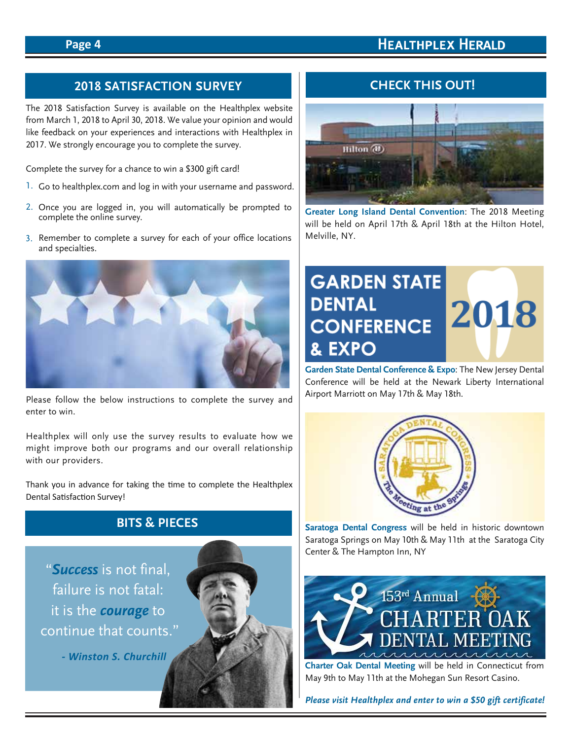## 2018 SATISFACTION SURVEY

The 2018 Satisfaction Survey is available on the Healthplex website from March 1, 2018 to April 30, 2018. We value your opinion and would like feedback on your experiences and interactions with Healthplex in 2017. We strongly encourage you to complete the survey.

Complete the survey for a chance to win a $300 gift card!

1. Go to healthplex.com and log in with your username and password.
2. Once you are logged in, you will automatically be prompted to complete the online survey.
3. Remember to complete a survey for each of your office locations and specialties.

Please follow the below instructions to complete the survey and enter to win.

Healthplex will only use the survey results to evaluate how we might improve both our programs and our overall relationship with our providers.

Thank you in advance for taking the time to complete the Healthplex Dental Satisfaction Survey!

## BITS & PIECES

"***Success*** is not final, failure is not fatal: it is the ***courage*** to continue that counts."

***- Winston S. Churchill***

## CHECK THIS OUT!

**Greater Long Island Dental Convention**: The 2018 Meeting will be held on April 17th & April 18th at the Hilton Hotel, Melville, NY.

GARDEN STATE DENTAL CONFERENCE & EXPO 2018

**Garden State Dental Conference & Expo**: The New Jersey Dental Conference will be held at the Newark Liberty International Airport Marriott on May 17th & May 18th.

**Saratoga Dental Congress** will be held in historic downtown Saratoga Springs on May 10th & May 11th at the Saratoga City Center & The Hampton Inn, NY

153rd Annual CHARTER OAK DENTAL MEETING

**Charter Oak Dental Meeting** will be held in Connecticut from May 9th to May 11th at the Mohegan Sun Resort Casino.

***Please visit Healthplex and enter to win a $50 gift certificate!***